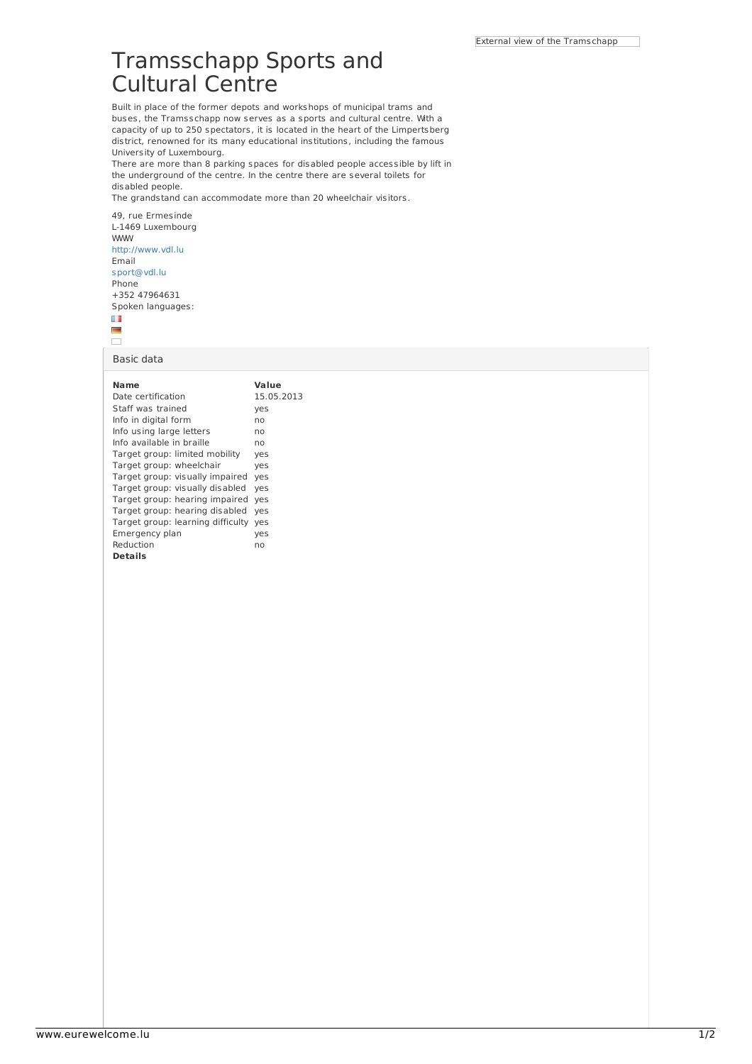External view of the Tramschapp

# Tramsschapp Sports and Cultural Centre

Built in place of the former depots and workshops of municipal trams and buses, the Tramsschapp now serves as a sports and cultural centre. With a capacity of up to 250 spectators, it is located in the heart of the Limpertsberg district, renowned for its many educational institutions, including the famous University of Luxembourg.
There are more than 8 parking spaces for disabled people accessible by lift in the underground of the centre. In the centre there are several toilets for disabled people.
The grandstand can accommodate more than 20 wheelchair visitors.

49, rue Ermesinde
L-1469 Luxembourg
WWW
http://www.vdl.lu
Email
sport@vdl.lu
Phone
+352 47964631
Spoken languages:

## Basic data

| Name | Value |
|---|---|
| Date certification | 15.05.2013 |
| Staff was trained | yes |
| Info in digital form | no |
| Info using large letters | no |
| Info available in braille | no |
| Target group: limited mobility | yes |
| Target group: wheelchair | yes |
| Target group: visually impaired | yes |
| Target group: visually disabled | yes |
| Target group: hearing impaired | yes |
| Target group: hearing disabled | yes |
| Target group: learning difficulty | yes |
| Emergency plan | yes |
| Reduction | no |

**Details**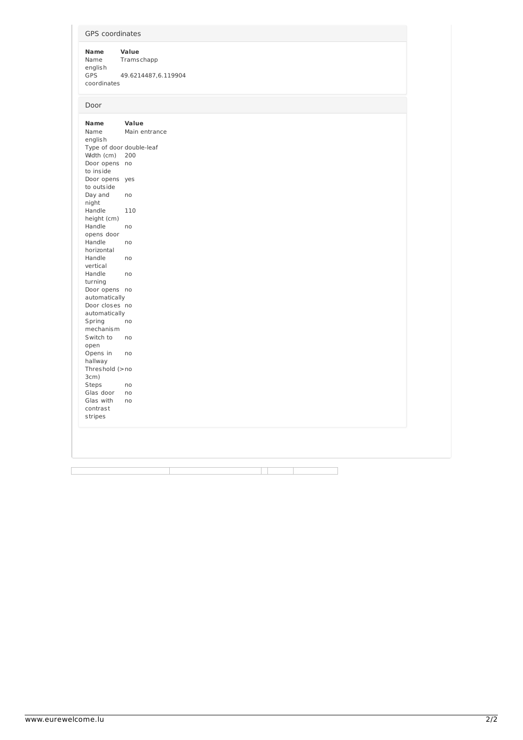## GPS coordinates

| Name | Value |
|---|---|
| Name english | Tramschapp |
| GPS coordinates | 49.6214487,6.119904 |

## Door

| Name | Value |
|---|---|
| Name english | Main entrance |
| Type of door | double-leaf |
| Width (cm) | 200 |
| Door opens to inside | no |
| Door opens to outside | yes |
| Day and night | no |
| Handle height (cm) | 110 |
| Handle opens door | no |
| Handle horizontal | no |
| Handle vertical | no |
| Handle turning | no |
| Door opens automatically | no |
| Door closes automatically | no |
| Spring mechanism | no |
| Switch to open | no |
| Opens in hallway | no |
| Threshold (>3cm) | no |
| Steps | no |
| Glas door | no |
| Glas with contrast stripes | no |